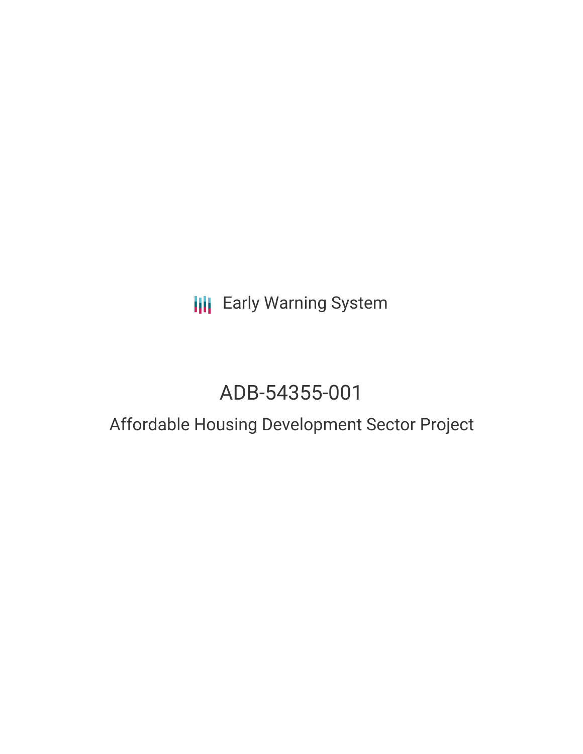Early Warning System

# ADB-54355-001

## Affordable Housing Development Sector Project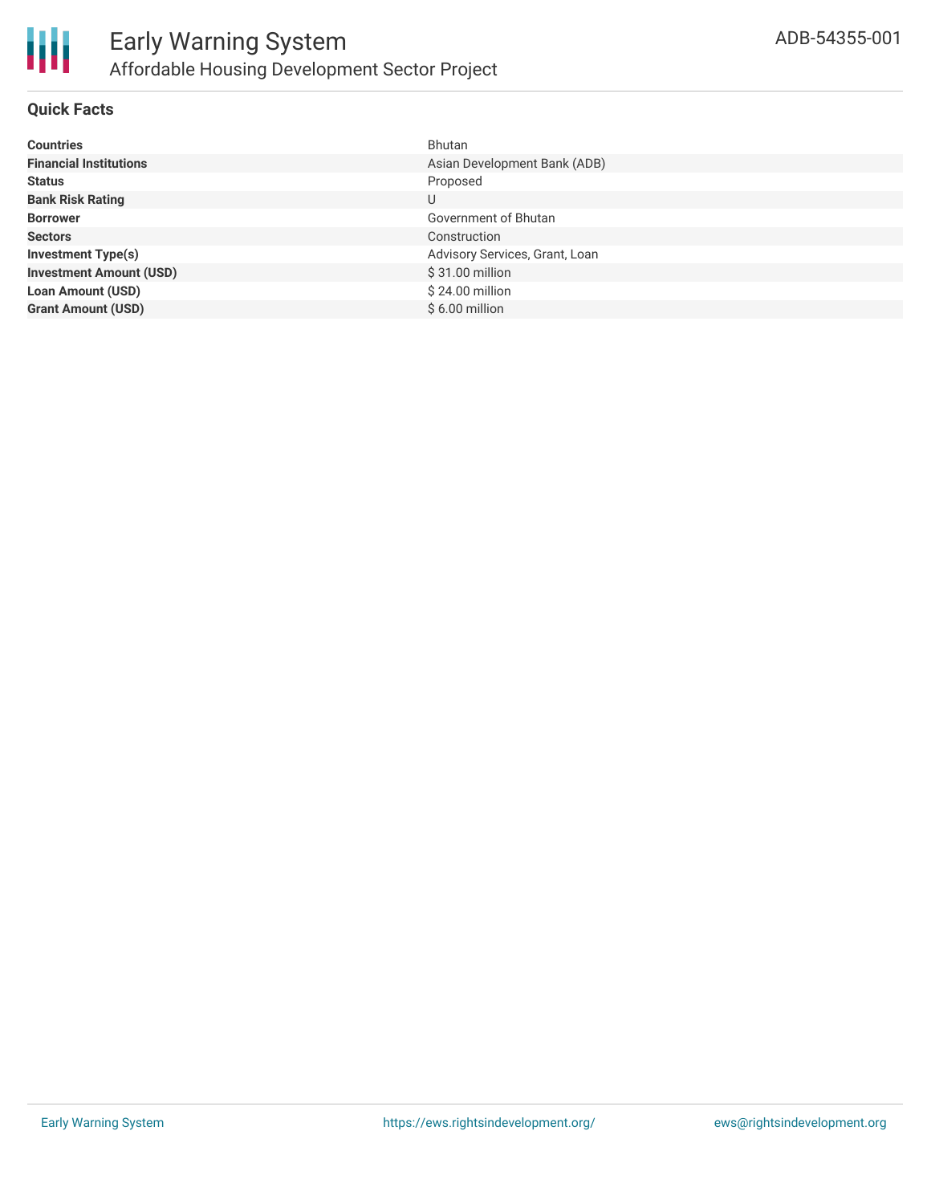# Early Warning System

## Affordable Housing Development Sector Project

ADB-54355-001

### Quick Facts

| | |
|---|---|
| **Countries** | Bhutan |
| **Financial Institutions** | Asian Development Bank (ADB) |
| **Status** | Proposed |
| **Bank Risk Rating** | U |
| **Borrower** | Government of Bhutan |
| **Sectors** | Construction |
| **Investment Type(s)** | Advisory Services, Grant, Loan |
| **Investment Amount (USD)** | $ 31.00 million |
| **Loan Amount (USD)** | $ 24.00 million |
| **Grant Amount (USD)** | $ 6.00 million |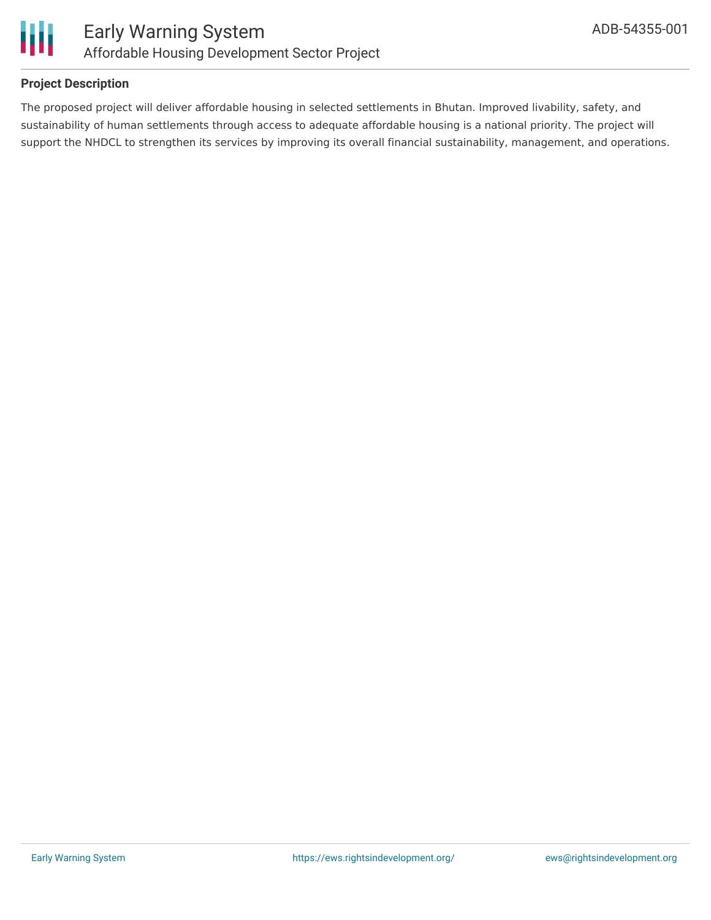### Project Description

The proposed project will deliver affordable housing in selected settlements in Bhutan. Improved livability, safety, and sustainability of human settlements through access to adequate affordable housing is a national priority. The project will support the NHDCL to strengthen its services by improving its overall financial sustainability, management, and operations.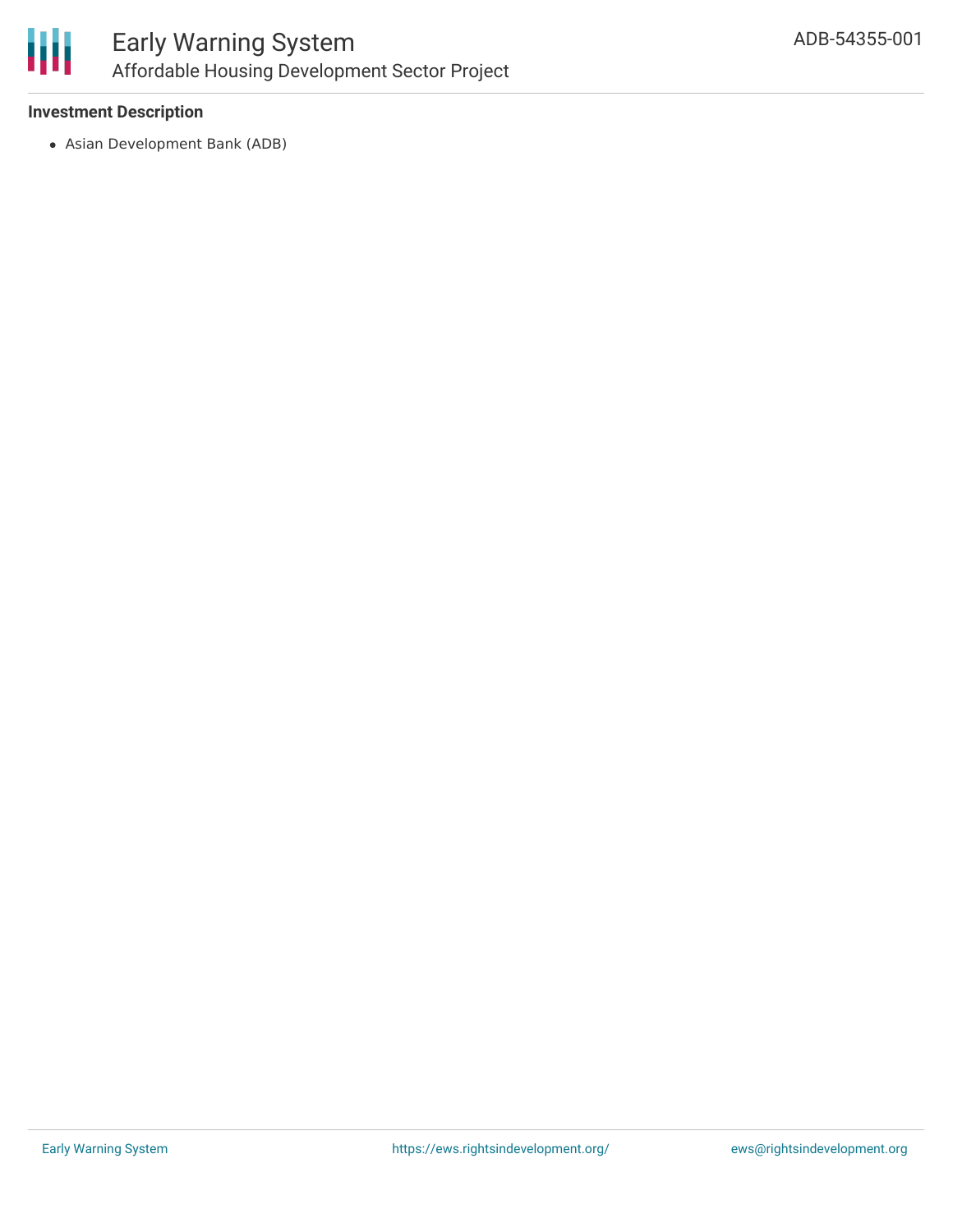### Investment Description

- Asian Development Bank (ADB)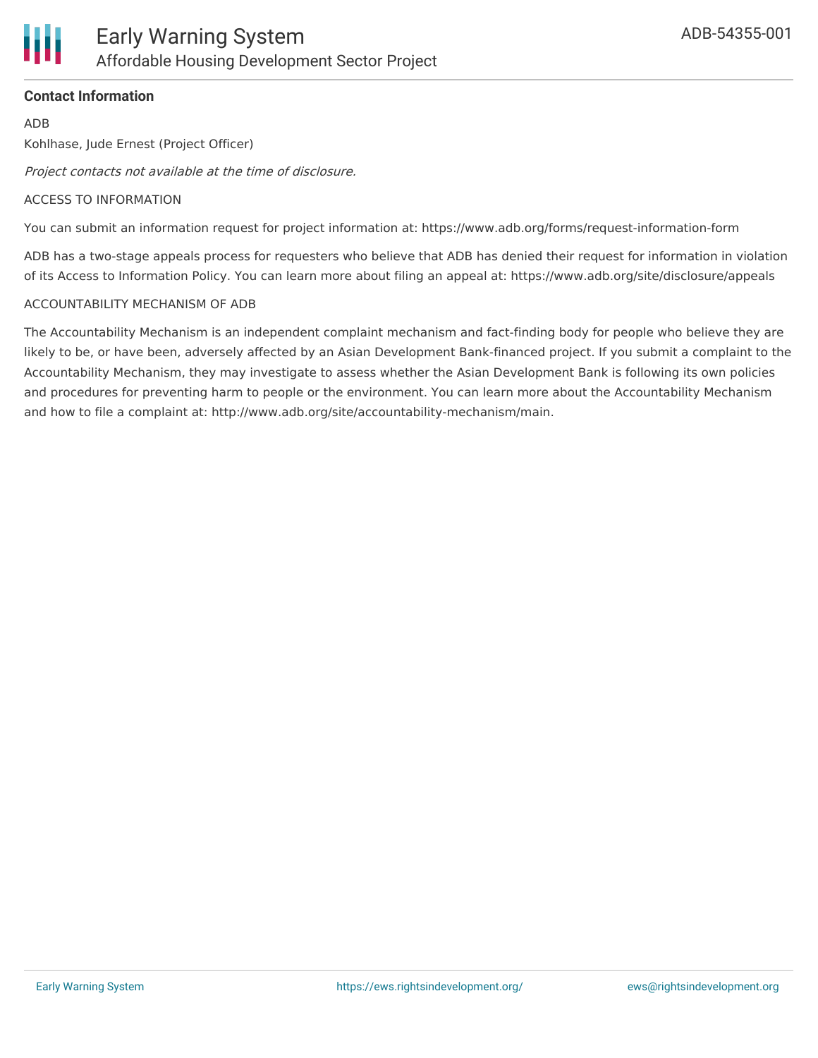**Contact Information**

ADB

Kohlhase, Jude Ernest (Project Officer)

*Project contacts not available at the time of disclosure.*

ACCESS TO INFORMATION

You can submit an information request for project information at: https://www.adb.org/forms/request-information-form

ADB has a two-stage appeals process for requesters who believe that ADB has denied their request for information in violation of its Access to Information Policy. You can learn more about filing an appeal at: https://www.adb.org/site/disclosure/appeals

ACCOUNTABILITY MECHANISM OF ADB

The Accountability Mechanism is an independent complaint mechanism and fact-finding body for people who believe they are likely to be, or have been, adversely affected by an Asian Development Bank-financed project. If you submit a complaint to the Accountability Mechanism, they may investigate to assess whether the Asian Development Bank is following its own policies and procedures for preventing harm to people or the environment. You can learn more about the Accountability Mechanism and how to file a complaint at: http://www.adb.org/site/accountability-mechanism/main.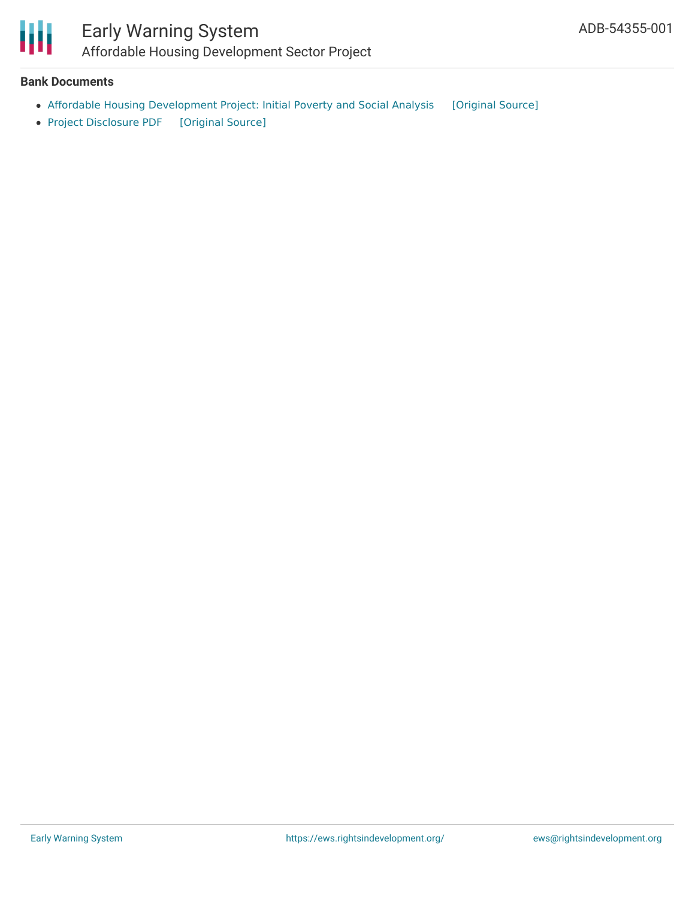**Bank Documents**

- Affordable Housing Development Project: Initial Poverty and Social Analysis [Original Source]
- Project Disclosure PDF [Original Source]